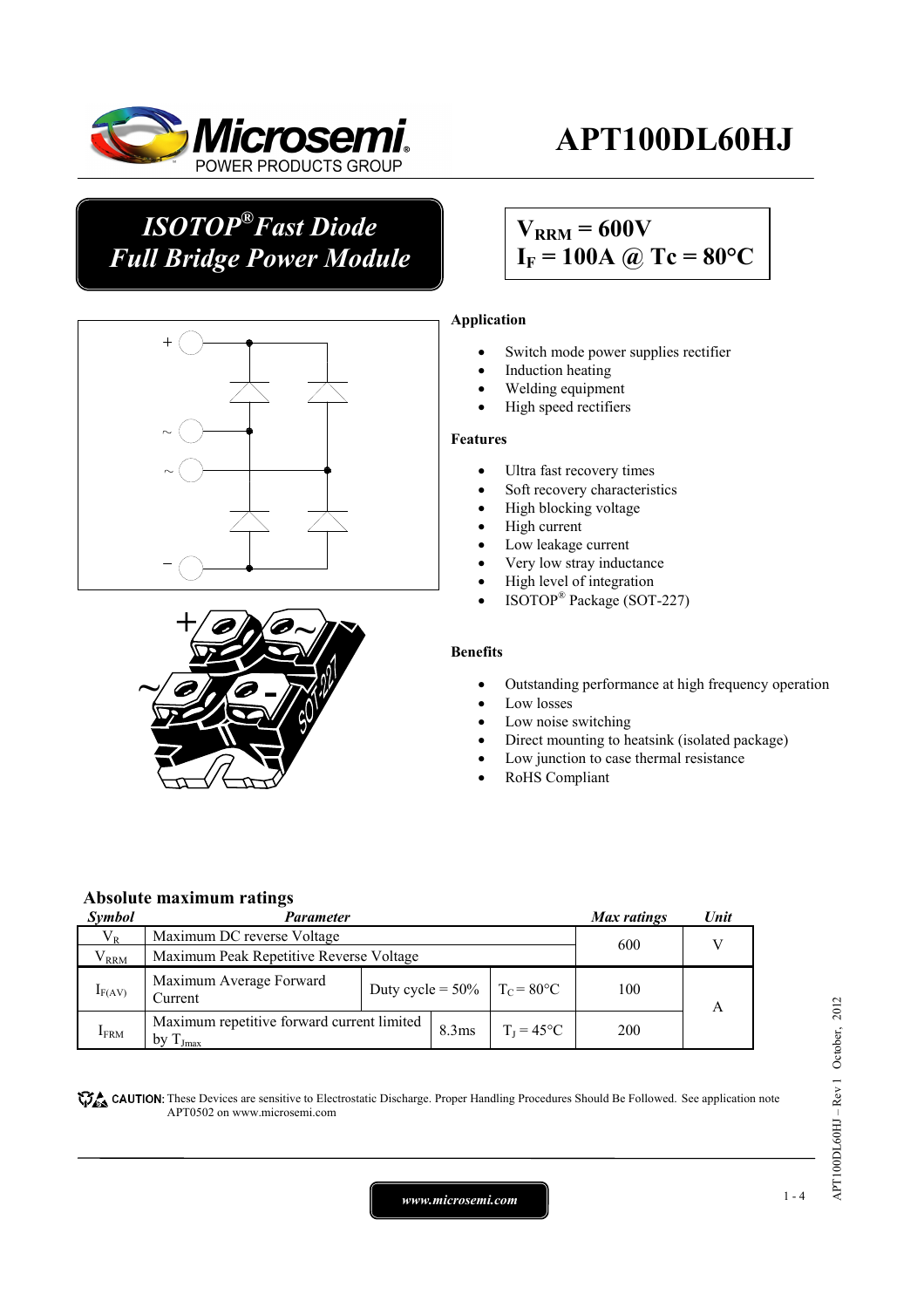# APT100DL60HJ

## *ISOTOP® Fast Diode Full Bridge Power Module*

**$V_{RRM}$ = 600V**
**$I_F$ = 100A @ Tc = 80°C**

### Application

- Switch mode power supplies rectifier
- Induction heating
- Welding equipment
- High speed rectifiers

### Features

- Ultra fast recovery times
- Soft recovery characteristics
- High blocking voltage
- High current
- Low leakage current
- Very low stray inductance
- High level of integration
- ISOTOP® Package (SOT-227)

### Benefits

- Outstanding performance at high frequency operation
- Low losses
- Low noise switching
- Direct mounting to heatsink (isolated package)
- Low junction to case thermal resistance
- RoHS Compliant

## Absolute maximum ratings

| *Symbol* | *Parameter* | | | *Max ratings* | *Unit* |
|---|---|---|---|---|---|
| $V_R$ | Maximum DC reverse Voltage | | | 600 | V |
| $V_{RRM}$ | Maximum Peak Repetitive Reverse Voltage | | | | |
| $I_{F(AV)}$ | Maximum Average Forward Current | Duty cycle = 50% | $T_C$ = 80°C | 100 | A |
| $I_{FRM}$ | Maximum repetitive forward current limited by $T_{Jmax}$ | 8.3ms | $T_J$ = 45°C | 200 | |

CAUTION: These Devices are sensitive to Electrostatic Discharge. Proper Handling Procedures Should Be Followed. See application note APT0502 on www.microsemi.com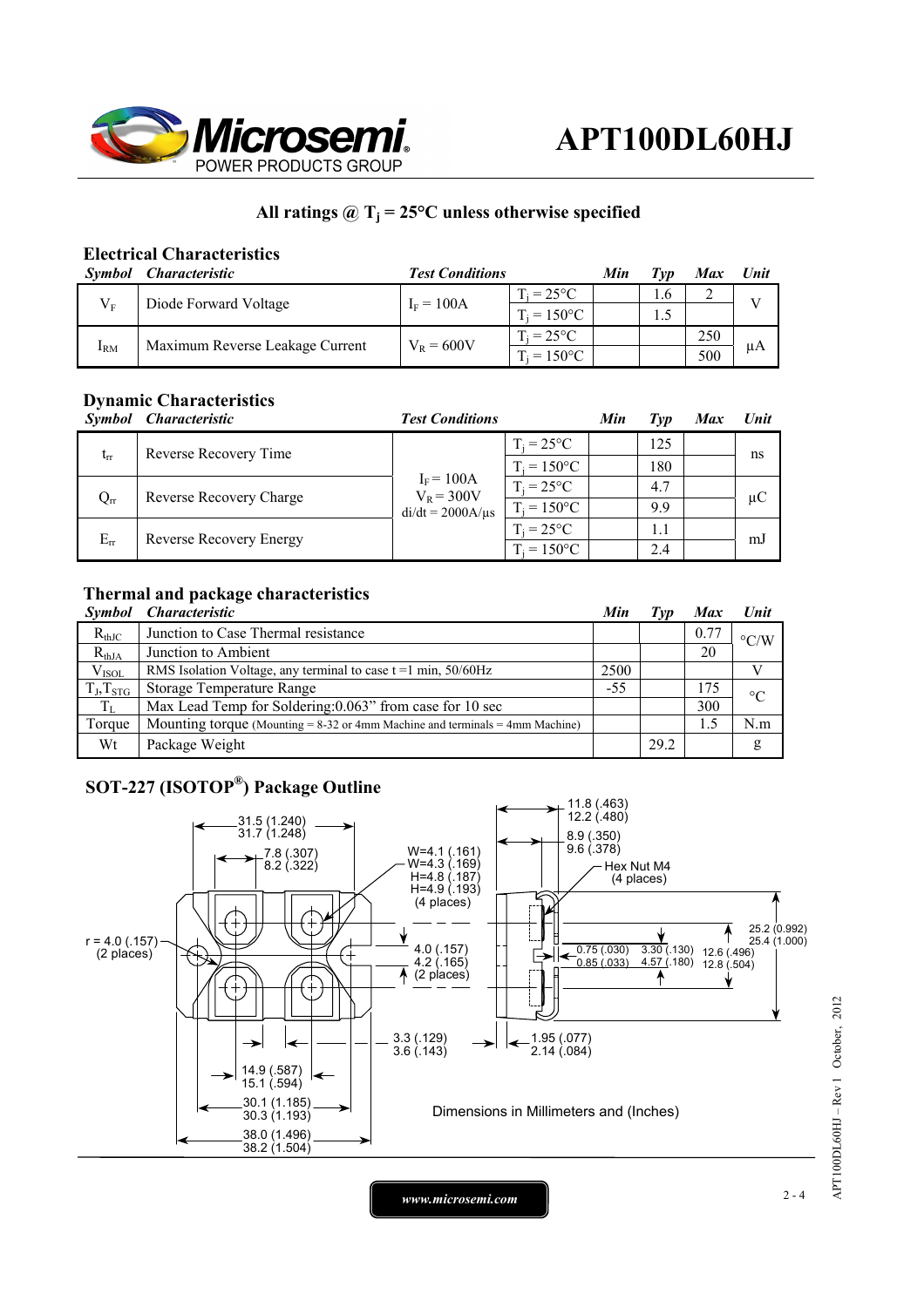# APT100DL60HJ

**All ratings @ $T_j$ = 25°C unless otherwise specified**

### Electrical Characteristics

| *Symbol* | *Characteristic* | *Test Conditions* | | *Min* | *Typ* | *Max* | *Unit* |
|---|---|---|---|---|---|---|---|
| $V_F$ | Diode Forward Voltage | $I_F$ = 100A | $T_j$ = 25°C | | 1.6 | 2 | V |
| | | | $T_j$ = 150°C | | 1.5 | | |
| $I_{RM}$ | Maximum Reverse Leakage Current | $V_R$ = 600V | $T_j$ = 25°C | | | 250 | µA |
| | | | $T_j$ = 150°C | | | 500 | |

### Dynamic Characteristics

| *Symbol* | *Characteristic* | *Test Conditions* | | *Min* | *Typ* | *Max* | *Unit* |
|---|---|---|---|---|---|---|---|
| $t_{rr}$ | Reverse Recovery Time | $I_F$ = 100A<br>$V_R$ = 300V<br>di/dt = 2000A/µs | $T_j$ = 25°C | | 125 | | ns |
| | | | $T_j$ = 150°C | | 180 | | |
| $Q_{rr}$ | Reverse Recovery Charge | | $T_j$ = 25°C | | 4.7 | | µC |
| | | | $T_j$ = 150°C | | 9.9 | | |
| $E_{rr}$ | Reverse Recovery Energy | | $T_j$ = 25°C | | 1.1 | | mJ |
| | | | $T_j$ = 150°C | | 2.4 | | |

### Thermal and package characteristics

| *Symbol* | *Characteristic* | *Min* | *Typ* | *Max* | *Unit* |
|---|---|---|---|---|---|
| $R_{thJC}$ | Junction to Case Thermal resistance | | | 0.77 | °C/W |
| $R_{thJA}$ | Junction to Ambient | | | 20 | |
| $V_{ISOL}$ | RMS Isolation Voltage, any terminal to case t =1 min, 50/60Hz | 2500 | | | V |
| $T_J$,$T_{STG}$ | Storage Temperature Range | -55 | | 175 | °C |
| $T_L$ | Max Lead Temp for Soldering:0.063" from case for 10 sec | | | 300 | |
| Torque | Mounting torque (Mounting = 8-32 or 4mm Machine and terminals = 4mm Machine) | | | 1.5 | N.m |
| Wt | Package Weight | | 29.2 | | g |

### SOT-227 (ISOTOP®) Package Outline

31.5 (1.240) / 31.7 (1.248)
7.8 (.307) / 8.2 (.322)
W=4.1 (.161) / W=4.3 (.169) / H=4.8 (.187) / H=4.9 (.193) (4 places)
r = 4.0 (.157) (2 places)
4.0 (.157) / 4.2 (.165) (2 places)
3.3 (.129) / 3.6 (.143)
14.9 (.587) / 15.1 (.594)
30.1 (1.185) / 30.3 (1.193)
38.0 (1.496) / 38.2 (1.504)
11.8 (.463) / 12.2 (.480)
8.9 (.350) / 9.6 (.378)
Hex Nut M4 (4 places)
0.75 (.030) / 0.85 (.033)
3.30 (.130) / 4.57 (.180)
12.6 (.496) / 12.8 (.504)
25.2 (0.992) / 25.4 (1.000)
1.95 (.077) / 2.14 (.084)

Dimensions in Millimeters and (Inches)

www.microsemi.com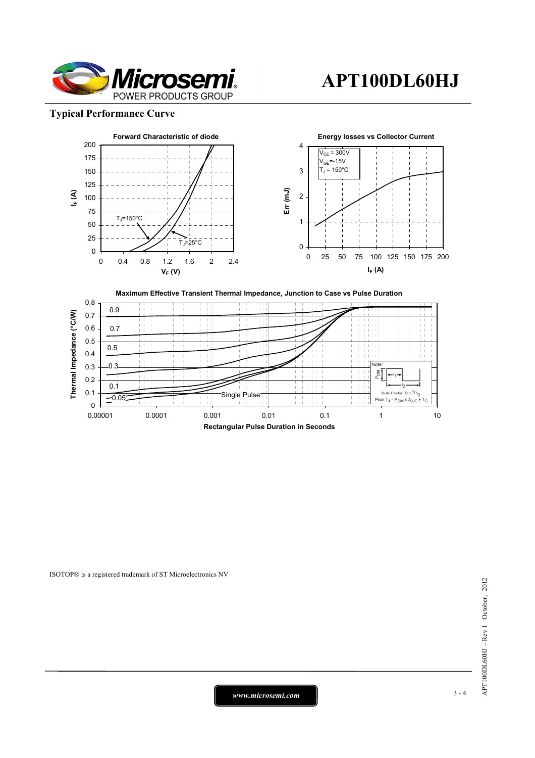## Typical Performance Curve

**Forward Characteristic of diode**

**Energy losses vs Collector Current**

**Maximum Effective Transient Thermal Impedance, Junction to Case vs Pulse Duration**

ISOTOP® is a registered trademark of ST Microelectronics NV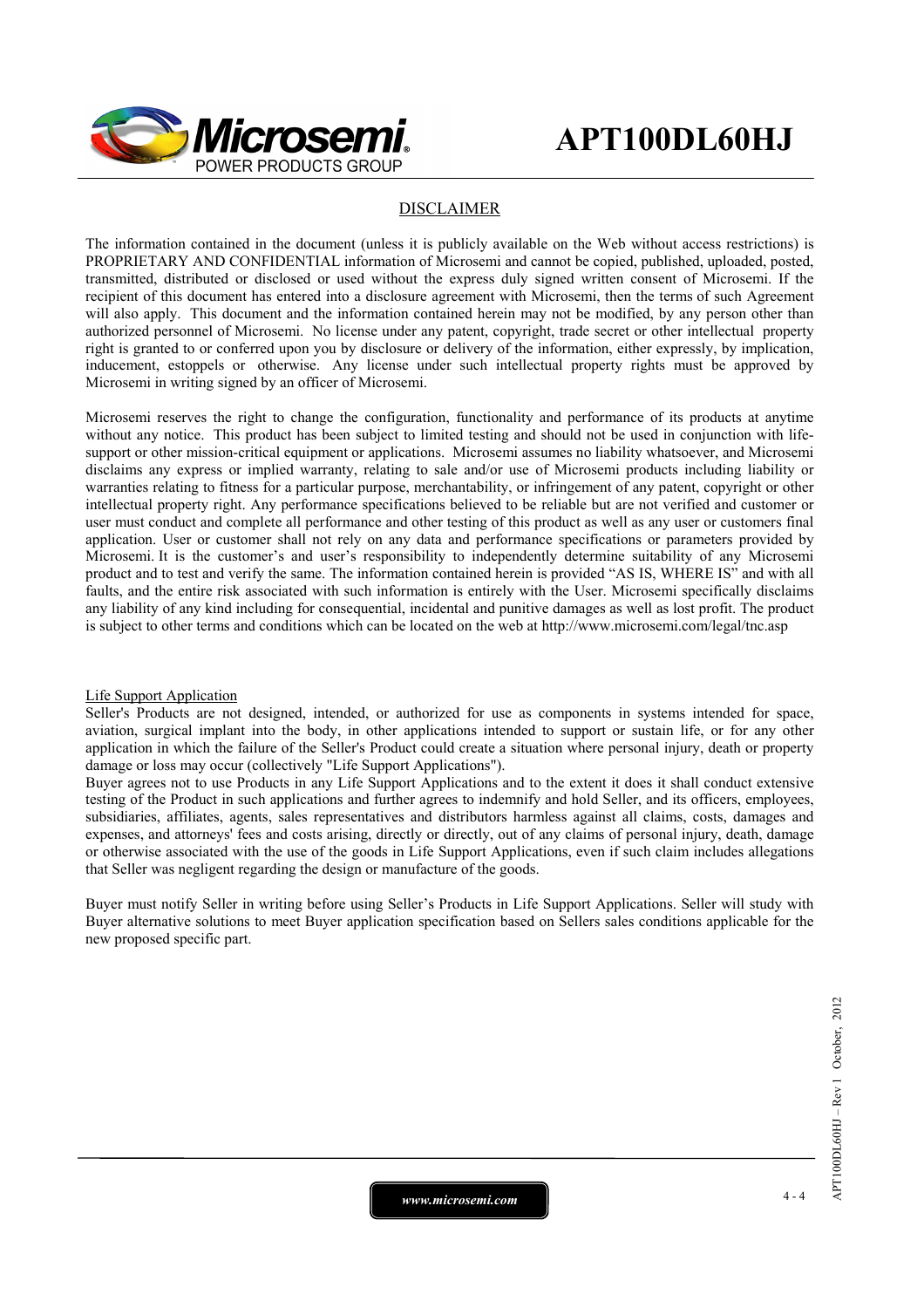## DISCLAIMER

The information contained in the document (unless it is publicly available on the Web without access restrictions) is PROPRIETARY AND CONFIDENTIAL information of Microsemi and cannot be copied, published, uploaded, posted, transmitted, distributed or disclosed or used without the express duly signed written consent of Microsemi. If the recipient of this document has entered into a disclosure agreement with Microsemi, then the terms of such Agreement will also apply. This document and the information contained herein may not be modified, by any person other than authorized personnel of Microsemi. No license under any patent, copyright, trade secret or other intellectual property right is granted to or conferred upon you by disclosure or delivery of the information, either expressly, by implication, inducement, estoppels or otherwise. Any license under such intellectual property rights must be approved by Microsemi in writing signed by an officer of Microsemi.

Microsemi reserves the right to change the configuration, functionality and performance of its products at anytime without any notice. This product has been subject to limited testing and should not be used in conjunction with life-support or other mission-critical equipment or applications. Microsemi assumes no liability whatsoever, and Microsemi disclaims any express or implied warranty, relating to sale and/or use of Microsemi products including liability or warranties relating to fitness for a particular purpose, merchantability, or infringement of any patent, copyright or other intellectual property right. Any performance specifications believed to be reliable but are not verified and customer or user must conduct and complete all performance and other testing of this product as well as any user or customers final application. User or customer shall not rely on any data and performance specifications or parameters provided by Microsemi. It is the customer's and user's responsibility to independently determine suitability of any Microsemi product and to test and verify the same. The information contained herein is provided "AS IS, WHERE IS" and with all faults, and the entire risk associated with such information is entirely with the User. Microsemi specifically disclaims any liability of any kind including for consequential, incidental and punitive damages as well as lost profit. The product is subject to other terms and conditions which can be located on the web at http://www.microsemi.com/legal/tnc.asp

### Life Support Application

Seller's Products are not designed, intended, or authorized for use as components in systems intended for space, aviation, surgical implant into the body, in other applications intended to support or sustain life, or for any other application in which the failure of the Seller's Product could create a situation where personal injury, death or property damage or loss may occur (collectively "Life Support Applications").

Buyer agrees not to use Products in any Life Support Applications and to the extent it does it shall conduct extensive testing of the Product in such applications and further agrees to indemnify and hold Seller, and its officers, employees, subsidiaries, affiliates, agents, sales representatives and distributors harmless against all claims, costs, damages and expenses, and attorneys' fees and costs arising, directly or directly, out of any claims of personal injury, death, damage or otherwise associated with the use of the goods in Life Support Applications, even if such claim includes allegations that Seller was negligent regarding the design or manufacture of the goods.

Buyer must notify Seller in writing before using Seller's Products in Life Support Applications. Seller will study with Buyer alternative solutions to meet Buyer application specification based on Sellers sales conditions applicable for the new proposed specific part.